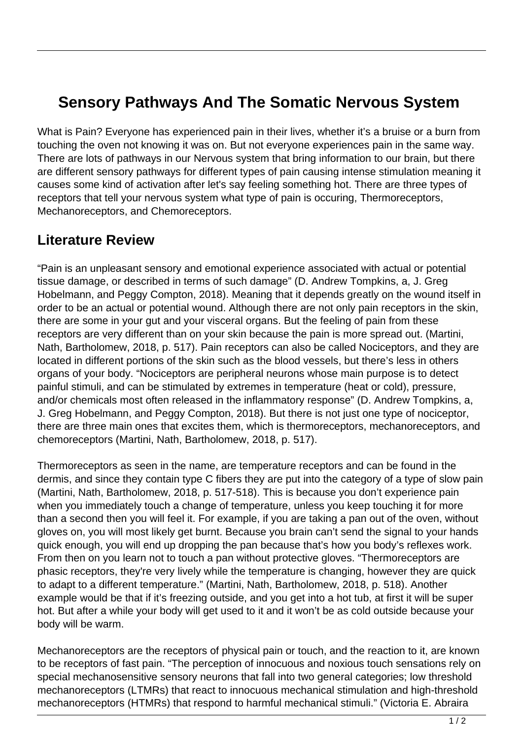# Sensory Pathways And The Somatic Nervous System

What is Pain? Everyone has experienced pain in their lives, whether it's a bruise or a burn from touching the oven not knowing it was on. But not everyone experiences pain in the same way. There are lots of pathways in our Nervous system that bring information to our brain, but there are different sensory pathways for different types of pain causing intense stimulation meaning it causes some kind of activation after let's say feeling something hot. There are three types of receptors that tell your nervous system what type of pain is occuring, Thermoreceptors, Mechanoreceptors, and Chemoreceptors.

## Literature Review

"Pain is an unpleasant sensory and emotional experience associated with actual or potential tissue damage, or described in terms of such damage" (D. Andrew Tompkins, a, J. Greg Hobelmann, and Peggy Compton, 2018). Meaning that it depends greatly on the wound itself in order to be an actual or potential wound. Although there are not only pain receptors in the skin, there are some in your gut and your visceral organs. But the feeling of pain from these receptors are very different than on your skin because the pain is more spread out. (Martini, Nath, Bartholomew, 2018, p. 517). Pain receptors can also be called Nociceptors, and they are located in different portions of the skin such as the blood vessels, but there's less in others organs of your body. "Nociceptors are peripheral neurons whose main purpose is to detect painful stimuli, and can be stimulated by extremes in temperature (heat or cold), pressure, and/or chemicals most often released in the inflammatory response" (D. Andrew Tompkins, a, J. Greg Hobelmann, and Peggy Compton, 2018). But there is not just one type of nociceptor, there are three main ones that excites them, which is thermoreceptors, mechanoreceptors, and chemoreceptors (Martini, Nath, Bartholomew, 2018, p. 517).

Thermoreceptors as seen in the name, are temperature receptors and can be found in the dermis, and since they contain type C fibers they are put into the category of a type of slow pain (Martini, Nath, Bartholomew, 2018, p. 517-518). This is because you don't experience pain when you immediately touch a change of temperature, unless you keep touching it for more than a second then you will feel it. For example, if you are taking a pan out of the oven, without gloves on, you will most likely get burnt. Because you brain can't send the signal to your hands quick enough, you will end up dropping the pan because that's how you body's reflexes work. From then on you learn not to touch a pan without protective gloves. "Thermoreceptors are phasic receptors, they're very lively while the temperature is changing, however they are quick to adapt to a different temperature." (Martini, Nath, Bartholomew, 2018, p. 518). Another example would be that if it's freezing outside, and you get into a hot tub, at first it will be super hot. But after a while your body will get used to it and it won't be as cold outside because your body will be warm.

Mechanoreceptors are the receptors of physical pain or touch, and the reaction to it, are known to be receptors of fast pain. "The perception of innocuous and noxious touch sensations rely on special mechanosensitive sensory neurons that fall into two general categories; low threshold mechanoreceptors (LTMRs) that react to innocuous mechanical stimulation and high-threshold mechanoreceptors (HTMRs) that respond to harmful mechanical stimuli." (Victoria E. Abraira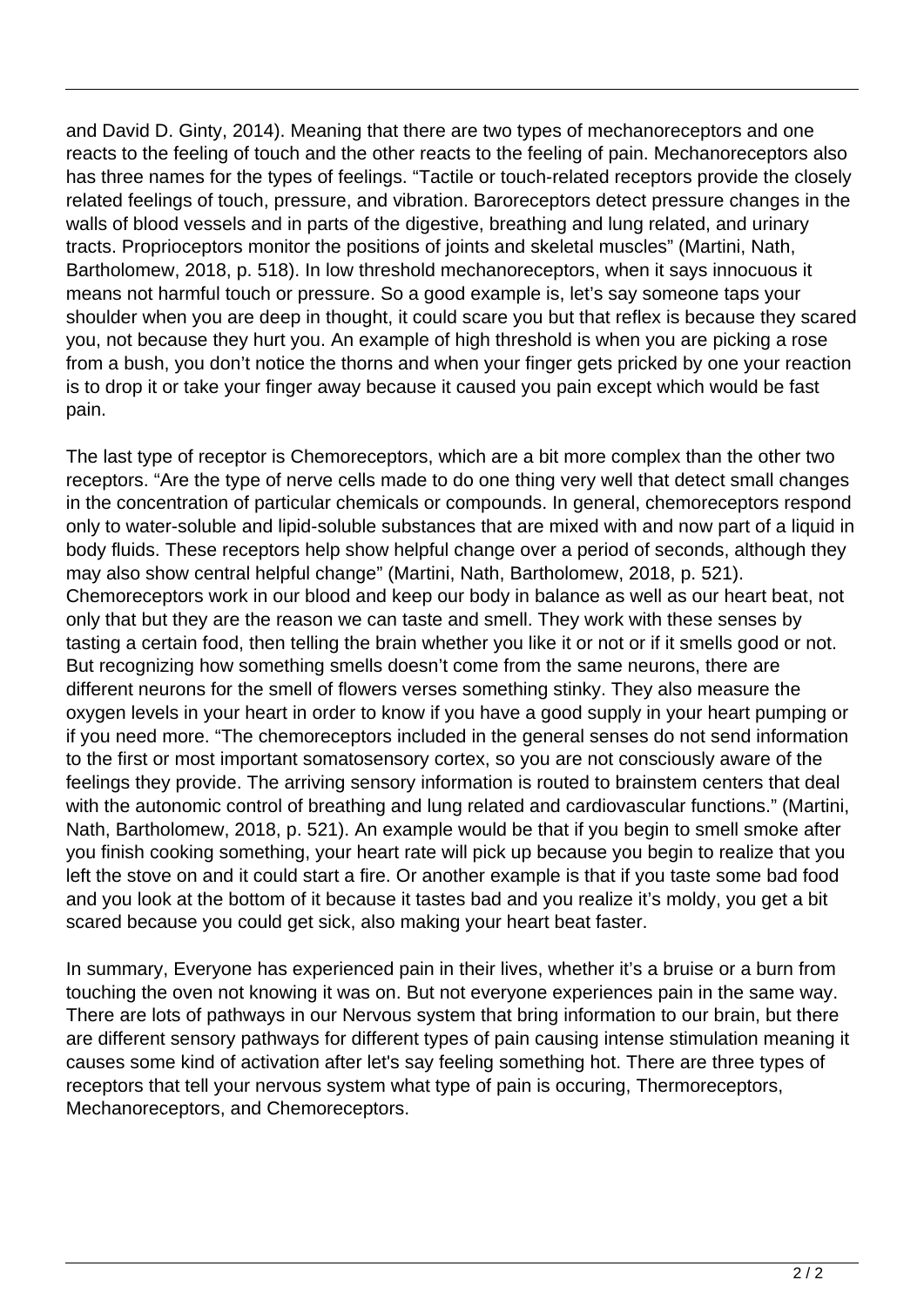and David D. Ginty, 2014). Meaning that there are two types of mechanoreceptors and one reacts to the feeling of touch and the other reacts to the feeling of pain. Mechanoreceptors also has three names for the types of feelings. "Tactile or touch-related receptors provide the closely related feelings of touch, pressure, and vibration. Baroreceptors detect pressure changes in the walls of blood vessels and in parts of the digestive, breathing and lung related, and urinary tracts. Proprioceptors monitor the positions of joints and skeletal muscles" (Martini, Nath, Bartholomew, 2018, p. 518). In low threshold mechanoreceptors, when it says innocuous it means not harmful touch or pressure. So a good example is, let's say someone taps your shoulder when you are deep in thought, it could scare you but that reflex is because they scared you, not because they hurt you. An example of high threshold is when you are picking a rose from a bush, you don't notice the thorns and when your finger gets pricked by one your reaction is to drop it or take your finger away because it caused you pain except which would be fast pain.

The last type of receptor is Chemoreceptors, which are a bit more complex than the other two receptors. "Are the type of nerve cells made to do one thing very well that detect small changes in the concentration of particular chemicals or compounds. In general, chemoreceptors respond only to water-soluble and lipid-soluble substances that are mixed with and now part of a liquid in body fluids. These receptors help show helpful change over a period of seconds, although they may also show central helpful change" (Martini, Nath, Bartholomew, 2018, p. 521). Chemoreceptors work in our blood and keep our body in balance as well as our heart beat, not only that but they are the reason we can taste and smell. They work with these senses by tasting a certain food, then telling the brain whether you like it or not or if it smells good or not. But recognizing how something smells doesn't come from the same neurons, there are different neurons for the smell of flowers verses something stinky. They also measure the oxygen levels in your heart in order to know if you have a good supply in your heart pumping or if you need more. "The chemoreceptors included in the general senses do not send information to the first or most important somatosensory cortex, so you are not consciously aware of the feelings they provide. The arriving sensory information is routed to brainstem centers that deal with the autonomic control of breathing and lung related and cardiovascular functions." (Martini, Nath, Bartholomew, 2018, p. 521). An example would be that if you begin to smell smoke after you finish cooking something, your heart rate will pick up because you begin to realize that you left the stove on and it could start a fire. Or another example is that if you taste some bad food and you look at the bottom of it because it tastes bad and you realize it's moldy, you get a bit scared because you could get sick, also making your heart beat faster.

In summary, Everyone has experienced pain in their lives, whether it's a bruise or a burn from touching the oven not knowing it was on. But not everyone experiences pain in the same way. There are lots of pathways in our Nervous system that bring information to our brain, but there are different sensory pathways for different types of pain causing intense stimulation meaning it causes some kind of activation after let's say feeling something hot. There are three types of receptors that tell your nervous system what type of pain is occuring, Thermoreceptors, Mechanoreceptors, and Chemoreceptors.